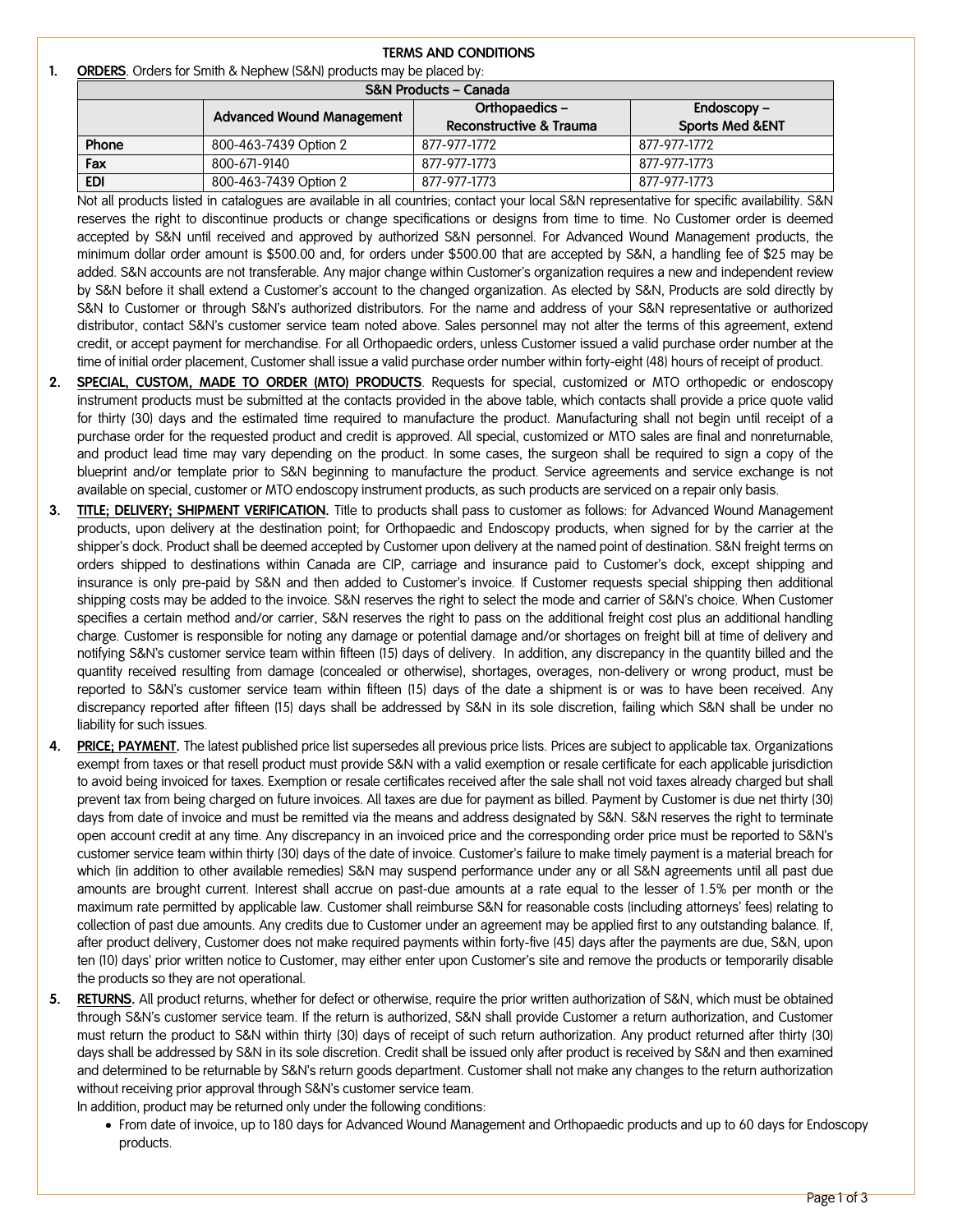# TERMS AND CONDITIONS

1. **ORDERS**. Orders for Smith & Nephew (S&N) products may be placed by:

| S&N Products – Canada | | | |
|---|---|---|---|
| | **Advanced Wound Management** | **Orthopaedics – Reconstructive & Trauma** | **Endoscopy – Sports Med &ENT** |
| **Phone** | 800-463-7439 Option 2 | 877-977-1772 | 877-977-1772 |
| **Fax** | 800-671-9140 | 877-977-1773 | 877-977-1773 |
| **EDI** | 800-463-7439 Option 2 | 877-977-1773 | 877-977-1773 |

Not all products listed in catalogues are available in all countries; contact your local S&N representative for specific availability. S&N reserves the right to discontinue products or change specifications or designs from time to time. No Customer order is deemed accepted by S&N until received and approved by authorized S&N personnel. For Advanced Wound Management products, the minimum dollar order amount is $500.00 and, for orders under $500.00 that are accepted by S&N, a handling fee of $25 may be added. S&N accounts are not transferable. Any major change within Customer's organization requires a new and independent review by S&N before it shall extend a Customer's account to the changed organization. As elected by S&N, Products are sold directly by S&N to Customer or through S&N's authorized distributors. For the name and address of your S&N representative or authorized distributor, contact S&N's customer service team noted above. Sales personnel may not alter the terms of this agreement, extend credit, or accept payment for merchandise. For all Orthopaedic orders, unless Customer issued a valid purchase order number at the time of initial order placement, Customer shall issue a valid purchase order number within forty-eight (48) hours of receipt of product.

2. **SPECIAL, CUSTOM, MADE TO ORDER (MTO) PRODUCTS**. Requests for special, customized or MTO orthopedic or endoscopy instrument products must be submitted at the contacts provided in the above table, which contacts shall provide a price quote valid for thirty (30) days and the estimated time required to manufacture the product. Manufacturing shall not begin until receipt of a purchase order for the requested product and credit is approved. All special, customized or MTO sales are final and nonreturnable, and product lead time may vary depending on the product. In some cases, the surgeon shall be required to sign a copy of the blueprint and/or template prior to S&N beginning to manufacture the product. Service agreements and service exchange is not available on special, customer or MTO endoscopy instrument products, as such products are serviced on a repair only basis.

3. **TITLE; DELIVERY; SHIPMENT VERIFICATION.** Title to products shall pass to customer as follows: for Advanced Wound Management products, upon delivery at the destination point; for Orthopaedic and Endoscopy products, when signed for by the carrier at the shipper's dock. Product shall be deemed accepted by Customer upon delivery at the named point of destination. S&N freight terms on orders shipped to destinations within Canada are CIP, carriage and insurance paid to Customer's dock, except shipping and insurance is only pre-paid by S&N and then added to Customer's invoice. If Customer requests special shipping then additional shipping costs may be added to the invoice. S&N reserves the right to select the mode and carrier of S&N's choice. When Customer specifies a certain method and/or carrier, S&N reserves the right to pass on the additional freight cost plus an additional handling charge. Customer is responsible for noting any damage or potential damage and/or shortages on freight bill at time of delivery and notifying S&N's customer service team within fifteen (15) days of delivery. In addition, any discrepancy in the quantity billed and the quantity received resulting from damage (concealed or otherwise), shortages, overages, non-delivery or wrong product, must be reported to S&N's customer service team within fifteen (15) days of the date a shipment is or was to have been received. Any discrepancy reported after fifteen (15) days shall be addressed by S&N in its sole discretion, failing which S&N shall be under no liability for such issues.

4. **PRICE; PAYMENT.** The latest published price list supersedes all previous price lists. Prices are subject to applicable tax. Organizations exempt from taxes or that resell product must provide S&N with a valid exemption or resale certificate for each applicable jurisdiction to avoid being invoiced for taxes. Exemption or resale certificates received after the sale shall not void taxes already charged but shall prevent tax from being charged on future invoices. All taxes are due for payment as billed. Payment by Customer is due net thirty (30) days from date of invoice and must be remitted via the means and address designated by S&N. S&N reserves the right to terminate open account credit at any time. Any discrepancy in an invoiced price and the corresponding order price must be reported to S&N's customer service team within thirty (30) days of the date of invoice. Customer's failure to make timely payment is a material breach for which (in addition to other available remedies) S&N may suspend performance under any or all S&N agreements until all past due amounts are brought current. Interest shall accrue on past-due amounts at a rate equal to the lesser of 1.5% per month or the maximum rate permitted by applicable law. Customer shall reimburse S&N for reasonable costs (including attorneys' fees) relating to collection of past due amounts. Any credits due to Customer under an agreement may be applied first to any outstanding balance. If, after product delivery, Customer does not make required payments within forty-five (45) days after the payments are due, S&N, upon ten (10) days' prior written notice to Customer, may either enter upon Customer's site and remove the products or temporarily disable the products so they are not operational.

5. **RETURNS.** All product returns, whether for defect or otherwise, require the prior written authorization of S&N, which must be obtained through S&N's customer service team. If the return is authorized, S&N shall provide Customer a return authorization, and Customer must return the product to S&N within thirty (30) days of receipt of such return authorization. Any product returned after thirty (30) days shall be addressed by S&N in its sole discretion. Credit shall be issued only after product is received by S&N and then examined and determined to be returnable by S&N's return goods department. Customer shall not make any changes to the return authorization without receiving prior approval through S&N's customer service team.

   In addition, product may be returned only under the following conditions:

   - From date of invoice, up to 180 days for Advanced Wound Management and Orthopaedic products and up to 60 days for Endoscopy products.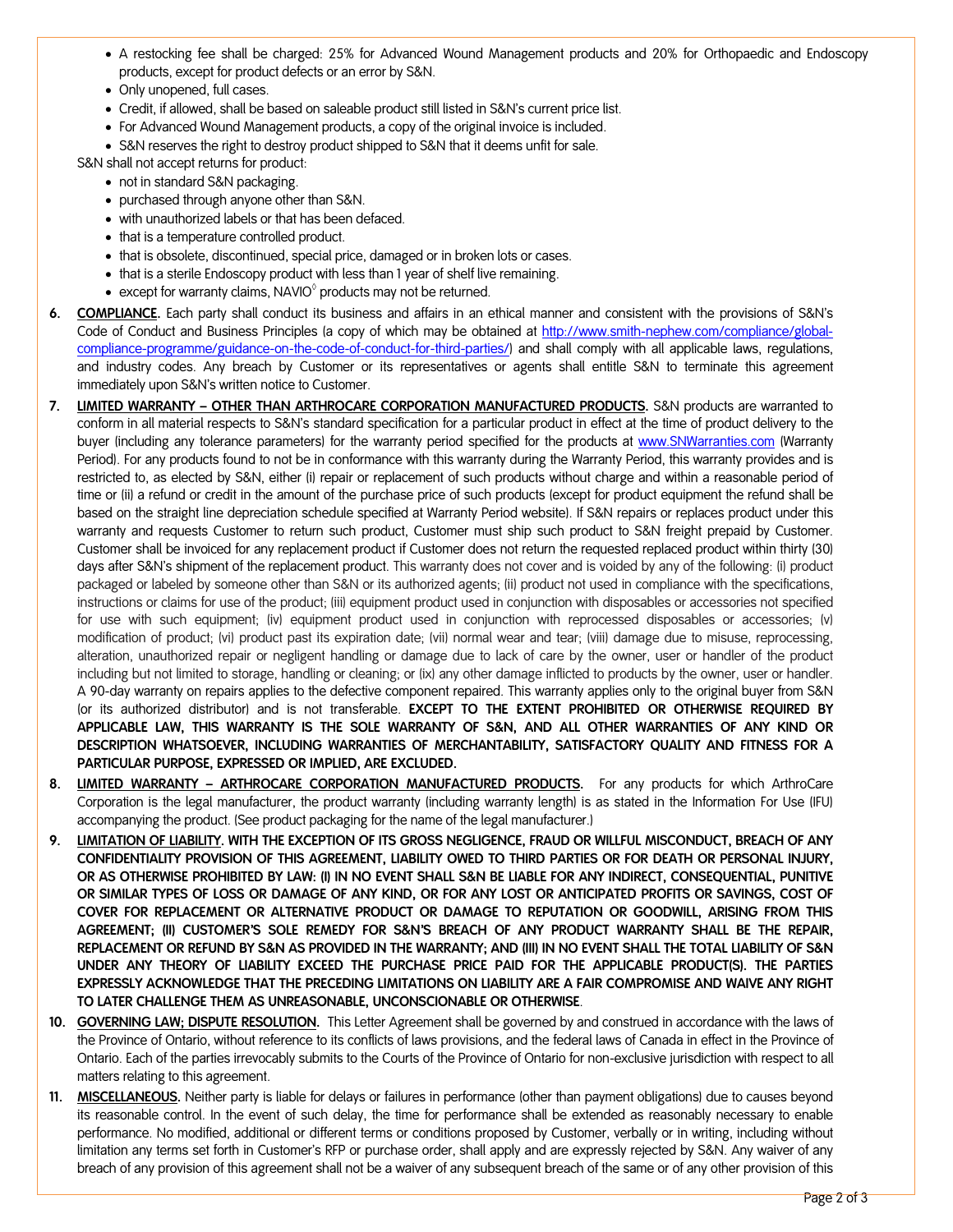- A restocking fee shall be charged: 25% for Advanced Wound Management products and 20% for Orthopaedic and Endoscopy products, except for product defects or an error by S&N.
- Only unopened, full cases.
- Credit, if allowed, shall be based on saleable product still listed in S&N's current price list.
- For Advanced Wound Management products, a copy of the original invoice is included.
- S&N reserves the right to destroy product shipped to S&N that it deems unfit for sale.

S&N shall not accept returns for product:

- not in standard S&N packaging.
- purchased through anyone other than S&N.
- with unauthorized labels or that has been defaced.
- that is a temperature controlled product.
- that is obsolete, discontinued, special price, damaged or in broken lots or cases.
- that is a sterile Endoscopy product with less than 1 year of shelf live remaining.
- except for warranty claims, NAVIO◊ products may not be returned.

6. **COMPLIANCE.** Each party shall conduct its business and affairs in an ethical manner and consistent with the provisions of S&N's Code of Conduct and Business Principles (a copy of which may be obtained at [http://www.smith-nephew.com/compliance/global-compliance-programme/guidance-on-the-code-of-conduct-for-third-parties/](http://www.smith-nephew.com/compliance/global-compliance-programme/guidance-on-the-code-of-conduct-for-third-parties/)) and shall comply with all applicable laws, regulations, and industry codes. Any breach by Customer or its representatives or agents shall entitle S&N to terminate this agreement immediately upon S&N's written notice to Customer.

7. **LIMITED WARRANTY – OTHER THAN ARTHROCARE CORPORATION MANUFACTURED PRODUCTS.** S&N products are warranted to conform in all material respects to S&N's standard specification for a particular product in effect at the time of product delivery to the buyer (including any tolerance parameters) for the warranty period specified for the products at [www.SNWarranties.com](http://www.SNWarranties.com) (Warranty Period). For any products found to not be in conformance with this warranty during the Warranty Period, this warranty provides and is restricted to, as elected by S&N, either (i) repair or replacement of such products without charge and within a reasonable period of time or (ii) a refund or credit in the amount of the purchase price of such products (except for product equipment the refund shall be based on the straight line depreciation schedule specified at Warranty Period website). If S&N repairs or replaces product under this warranty and requests Customer to return such product, Customer must ship such product to S&N freight prepaid by Customer. Customer shall be invoiced for any replacement product if Customer does not return the requested replaced product within thirty (30) days after S&N's shipment of the replacement product. This warranty does not cover and is voided by any of the following: (i) product packaged or labeled by someone other than S&N or its authorized agents; (ii) product not used in compliance with the specifications, instructions or claims for use of the product; (iii) equipment product used in conjunction with disposables or accessories not specified for use with such equipment; (iv) equipment product used in conjunction with reprocessed disposables or accessories; (v) modification of product; (vi) product past its expiration date; (vii) normal wear and tear; (viii) damage due to misuse, reprocessing, alteration, unauthorized repair or negligent handling or damage due to lack of care by the owner, user or handler of the product including but not limited to storage, handling or cleaning; or (ix) any other damage inflicted to products by the owner, user or handler. A 90-day warranty on repairs applies to the defective component repaired. This warranty applies only to the original buyer from S&N (or its authorized distributor) and is not transferable. **EXCEPT TO THE EXTENT PROHIBITED OR OTHERWISE REQUIRED BY APPLICABLE LAW, THIS WARRANTY IS THE SOLE WARRANTY OF S&N, AND ALL OTHER WARRANTIES OF ANY KIND OR DESCRIPTION WHATSOEVER, INCLUDING WARRANTIES OF MERCHANTABILITY, SATISFACTORY QUALITY AND FITNESS FOR A PARTICULAR PURPOSE, EXPRESSED OR IMPLIED, ARE EXCLUDED.**

8. **LIMITED WARRANTY – ARTHROCARE CORPORATION MANUFACTURED PRODUCTS.** For any products for which ArthroCare Corporation is the legal manufacturer, the product warranty (including warranty length) is as stated in the Information For Use (IFU) accompanying the product. (See product packaging for the name of the legal manufacturer.)

9. **LIMITATION OF LIABILITY. WITH THE EXCEPTION OF ITS GROSS NEGLIGENCE, FRAUD OR WILLFUL MISCONDUCT, BREACH OF ANY CONFIDENTIALITY PROVISION OF THIS AGREEMENT, LIABILITY OWED TO THIRD PARTIES OR FOR DEATH OR PERSONAL INJURY, OR AS OTHERWISE PROHIBITED BY LAW: (I) IN NO EVENT SHALL S&N BE LIABLE FOR ANY INDIRECT, CONSEQUENTIAL, PUNITIVE OR SIMILAR TYPES OF LOSS OR DAMAGE OF ANY KIND, OR FOR ANY LOST OR ANTICIPATED PROFITS OR SAVINGS, COST OF COVER FOR REPLACEMENT OR ALTERNATIVE PRODUCT OR DAMAGE TO REPUTATION OR GOODWILL, ARISING FROM THIS AGREEMENT; (II) CUSTOMER'S SOLE REMEDY FOR S&N'S BREACH OF ANY PRODUCT WARRANTY SHALL BE THE REPAIR, REPLACEMENT OR REFUND BY S&N AS PROVIDED IN THE WARRANTY; AND (III) IN NO EVENT SHALL THE TOTAL LIABILITY OF S&N UNDER ANY THEORY OF LIABILITY EXCEED THE PURCHASE PRICE PAID FOR THE APPLICABLE PRODUCT(S). THE PARTIES EXPRESSLY ACKNOWLEDGE THAT THE PRECEDING LIMITATIONS ON LIABILITY ARE A FAIR COMPROMISE AND WAIVE ANY RIGHT TO LATER CHALLENGE THEM AS UNREASONABLE, UNCONSCIONABLE OR OTHERWISE.**

10. **GOVERNING LAW; DISPUTE RESOLUTION.** This Letter Agreement shall be governed by and construed in accordance with the laws of the Province of Ontario, without reference to its conflicts of laws provisions, and the federal laws of Canada in effect in the Province of Ontario. Each of the parties irrevocably submits to the Courts of the Province of Ontario for non-exclusive jurisdiction with respect to all matters relating to this agreement.

11. **MISCELLANEOUS.** Neither party is liable for delays or failures in performance (other than payment obligations) due to causes beyond its reasonable control. In the event of such delay, the time for performance shall be extended as reasonably necessary to enable performance. No modified, additional or different terms or conditions proposed by Customer, verbally or in writing, including without limitation any terms set forth in Customer's RFP or purchase order, shall apply and are expressly rejected by S&N. Any waiver of any breach of any provision of this agreement shall not be a waiver of any subsequent breach of the same or of any other provision of this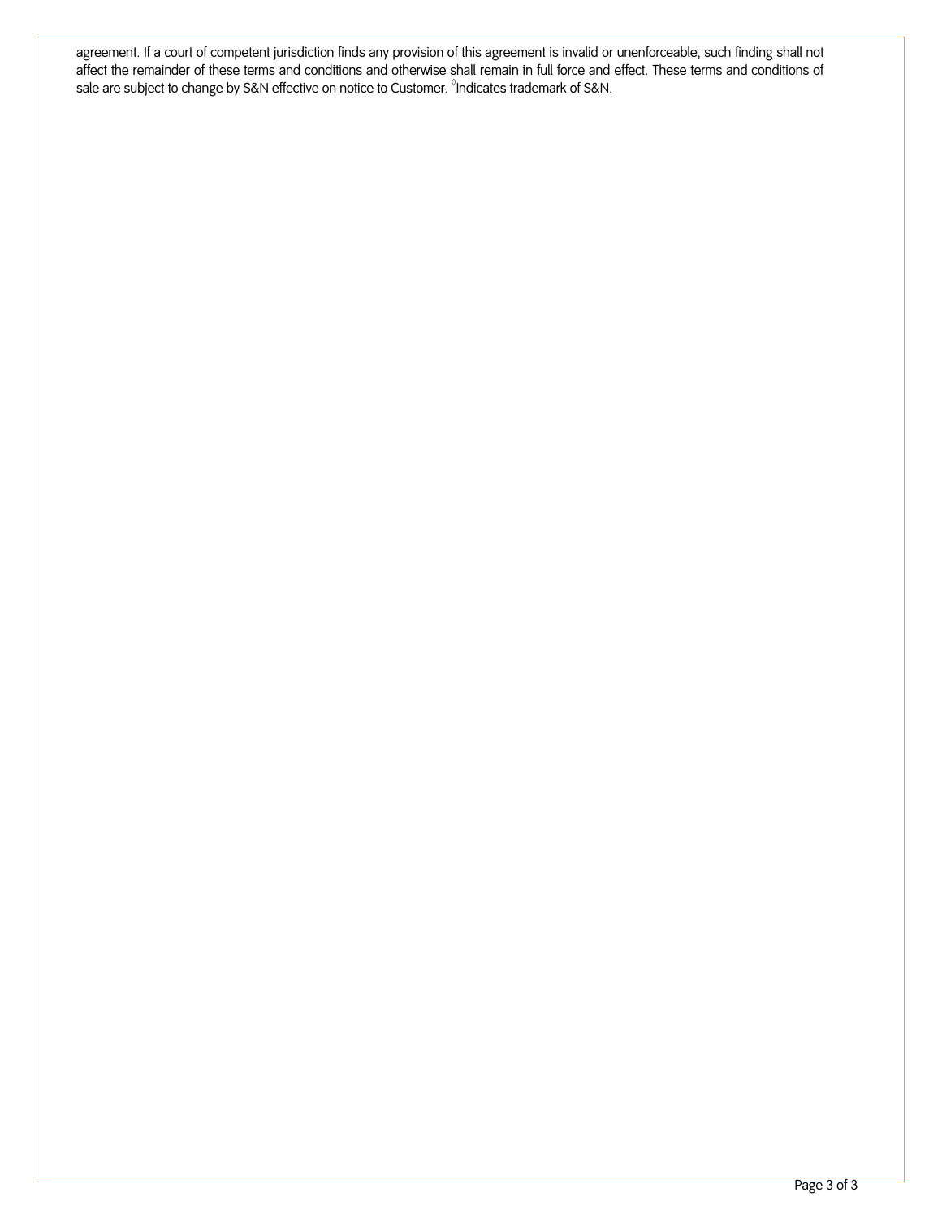agreement. If a court of competent jurisdiction finds any provision of this agreement is invalid or unenforceable, such finding shall not affect the remainder of these terms and conditions and otherwise shall remain in full force and effect. These terms and conditions of sale are subject to change by S&N effective on notice to Customer. ◊Indicates trademark of S&N.